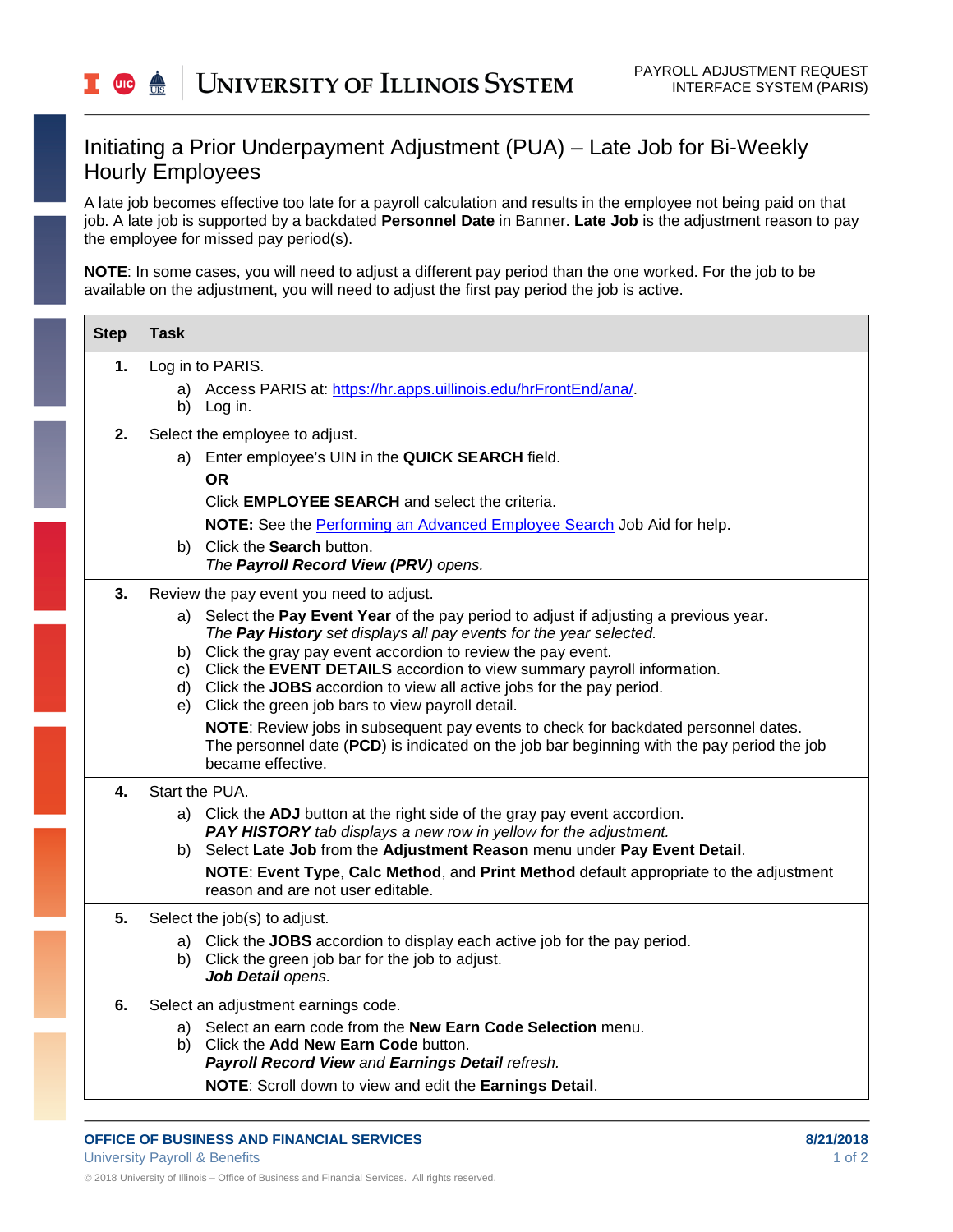# Initiating a Prior Underpayment Adjustment (PUA) – Late Job for Bi-Weekly Hourly Employees

A late job becomes effective too late for a payroll calculation and results in the employee not being paid on that job. A late job is supported by a backdated **Personnel Date** in Banner. **Late Job** is the adjustment reason to pay the employee for missed pay period(s).

**NOTE**: In some cases, you will need to adjust a different pay period than the one worked. For the job to be available on the adjustment, you will need to adjust the first pay period the job is active.

| Step | Task |
|---|---|
| **1.** | Log in to PARIS.<br>a) Access PARIS at: https://hr.apps.uillinois.edu/hrFrontEnd/ana/.<br>b) Log in. |
| **2.** | Select the employee to adjust.<br>a) Enter employee's UIN in the **QUICK SEARCH** field.<br>**OR**<br>Click **EMPLOYEE SEARCH** and select the criteria.<br>**NOTE:** See the Performing an Advanced Employee Search Job Aid for help.<br>b) Click the **Search** button.<br>*The **Payroll Record View (PRV)** opens.* |
| **3.** | Review the pay event you need to adjust.<br>a) Select the **Pay Event Year** of the pay period to adjust if adjusting a previous year.<br>*The **Pay History** set displays all pay events for the year selected.*<br>b) Click the gray pay event accordion to review the pay event.<br>c) Click the **EVENT DETAILS** accordion to view summary payroll information.<br>d) Click the **JOBS** accordion to view all active jobs for the pay period.<br>e) Click the green job bars to view payroll detail.<br>**NOTE**: Review jobs in subsequent pay events to check for backdated personnel dates. The personnel date (**PCD**) is indicated on the job bar beginning with the pay period the job became effective. |
| **4.** | Start the PUA.<br>a) Click the **ADJ** button at the right side of the gray pay event accordion.<br>***PAY HISTORY** tab displays a new row in yellow for the adjustment.*<br>b) Select **Late Job** from the **Adjustment Reason** menu under **Pay Event Detail**.<br>**NOTE**: **Event Type**, **Calc Method**, and **Print Method** default appropriate to the adjustment reason and are not user editable. |
| **5.** | Select the job(s) to adjust.<br>a) Click the **JOBS** accordion to display each active job for the pay period.<br>b) Click the green job bar for the job to adjust.<br>***Job Detail** opens.* |
| **6.** | Select an adjustment earnings code.<br>a) Select an earn code from the **New Earn Code Selection** menu.<br>b) Click the **Add New Earn Code** button.<br>***Payroll Record View** and **Earnings Detail** refresh.*<br>**NOTE**: Scroll down to view and edit the **Earnings Detail**. |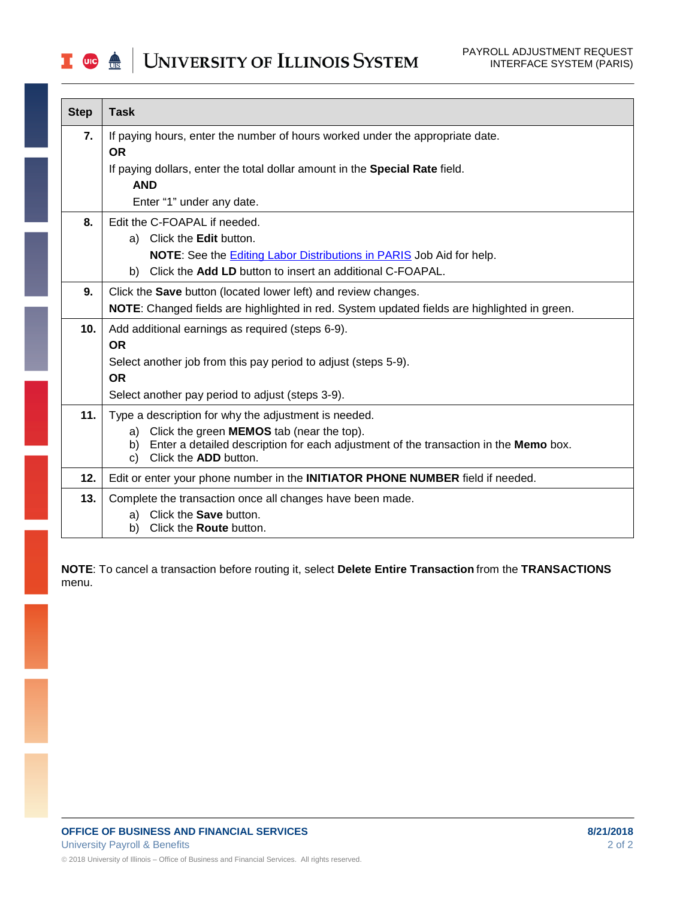| Step | Task |
|---|---|
| **7.** | If paying hours, enter the number of hours worked under the appropriate date. **OR** If paying dollars, enter the total dollar amount in the **Special Rate** field. **AND** Enter “1” under any date. |
| **8.** | Edit the C-FOAPAL if needed. a) Click the **Edit** button. **NOTE**: See the [Editing Labor Distributions in PARIS]() Job Aid for help. b) Click the **Add LD** button to insert an additional C-FOAPAL. |
| **9.** | Click the **Save** button (located lower left) and review changes. **NOTE**: Changed fields are highlighted in red. System updated fields are highlighted in green. |
| **10.** | Add additional earnings as required (steps 6-9). **OR** Select another job from this pay period to adjust (steps 5-9). **OR** Select another pay period to adjust (steps 3-9). |
| **11.** | Type a description for why the adjustment is needed. a) Click the green **MEMOS** tab (near the top). b) Enter a detailed description for each adjustment of the transaction in the **Memo** box. c) Click the **ADD** button. |
| **12.** | Edit or enter your phone number in the **INITIATOR PHONE NUMBER** field if needed. |
| **13.** | Complete the transaction once all changes have been made. a) Click the **Save** button. b) Click the **Route** button. |

**NOTE**: To cancel a transaction before routing it, select **Delete Entire Transaction** from the **TRANSACTIONS** menu.